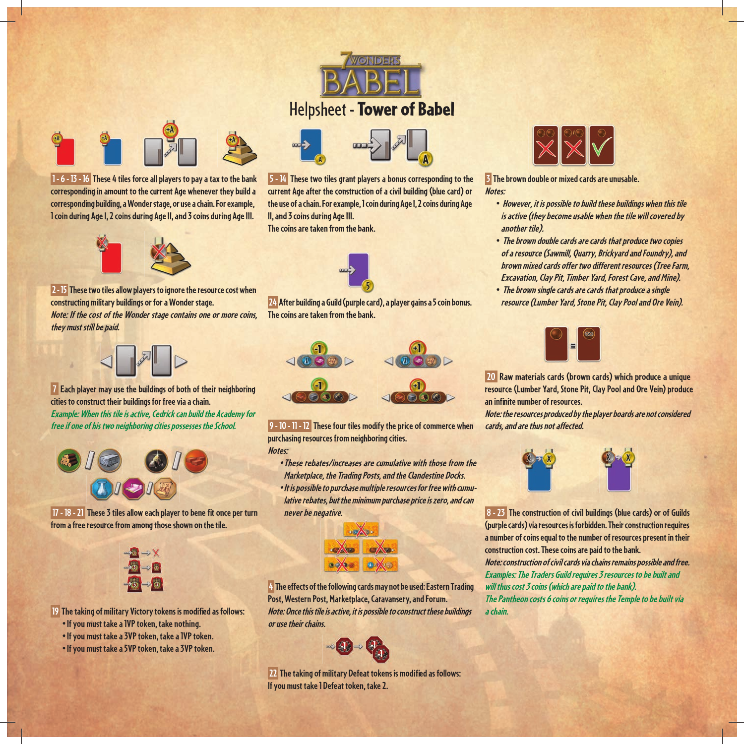# 7 Wonders Babel

## Helpsheet - **Tower of Babel**

**1 - 6 - 13 - 16** These 4 tiles force all players to pay a tax to the bank corresponding in amount to the current Age whenever they build a corresponding building, a Wonder stage, or use a chain. For example, 1 coin during Age I, 2 coins during Age II, and 3 coins during Age III.

**2 - 15** These two tiles allow players to ignore the resource cost when constructing military buildings or for a Wonder stage.
*Note: If the cost of the Wonder stage contains one or more coins, they must still be paid.*

**7** Each player may use the buildings of both of their neighboring cities to construct their buildings for free via a chain.
*Example: When this tile is active, Cedrick can build the Academy for free if one of his two neighboring cities possesses the School.*

**17 - 18 - 21** These 3 tiles allow each player to bene fit once per turn from a free resource from among those shown on the tile.

**19** The taking of military Victory tokens is modified as follows:
- If you must take a 1VP token, take nothing.
- If you must take a 3VP token, take a 1VP token.
- If you must take a 5VP token, take a 3VP token.

**5 - 14** These two tiles grant players a bonus corresponding to the current Age after the construction of a civil building (blue card) or the use of a chain. For example, 1 coin during Age I, 2 coins during Age II, and 3 coins during Age III.
The coins are taken from the bank.

**24** After building a Guild (purple card), a player gains a 5 coin bonus. The coins are taken from the bank.

**9 - 10 - 11 - 12** These four tiles modify the price of commerce when purchasing resources from neighboring cities.
*Notes:*
- *These rebates/increases are cumulative with those from the Marketplace, the Trading Posts, and the Clandestine Docks.*
- *It is possible to purchase multiple resources for free with cumulative rebates, but the minimum purchase price is zero, and can never be negative.*

**4** The effects of the following cards may not be used: Eastern Trading Post, Western Post, Marketplace, Caravansery, and Forum.
*Note: Once this tile is active, it is possible to construct these buildings or use their chains.*

**22** The taking of military Defeat tokens is modified as follows:
If you must take 1 Defeat token, take 2.

**3** The brown double or mixed cards are unusable.
*Notes:*
- *However, it is possible to build these buildings when this tile is active (they become usable when the tile will covered by another tile).*
- *The brown double cards are cards that produce two copies of a resource (Sawmill, Quarry, Brickyard and Foundry), and brown mixed cards offer two different resources (Tree Farm, Excavation, Clay Pit, Timber Yard, Forest Cave, and Mine).*
- *The brown single cards are cards that produce a single resource (Lumber Yard, Stone Pit, Clay Pool and Ore Vein).*

**20** Raw materials cards (brown cards) which produce a unique resource (Lumber Yard, Stone Pit, Clay Pool and Ore Vein) produce an infinite number of resources.
*Note: the resources produced by the player boards are not considered cards, and are thus not affected.*

**8 - 23** The construction of civil buildings (blue cards) or of Guilds (purple cards) via resources is forbidden. Their construction requires a number of coins equal to the number of resources present in their construction cost. These coins are paid to the bank.
*Note: construction of civil cards via chains remains possible and free.*
*Examples: The Traders Guild requires 3 resources to be built and will thus cost 3 coins (which are paid to the bank).*
*The Pantheon costs 6 coins or requires the Temple to be built via a chain.*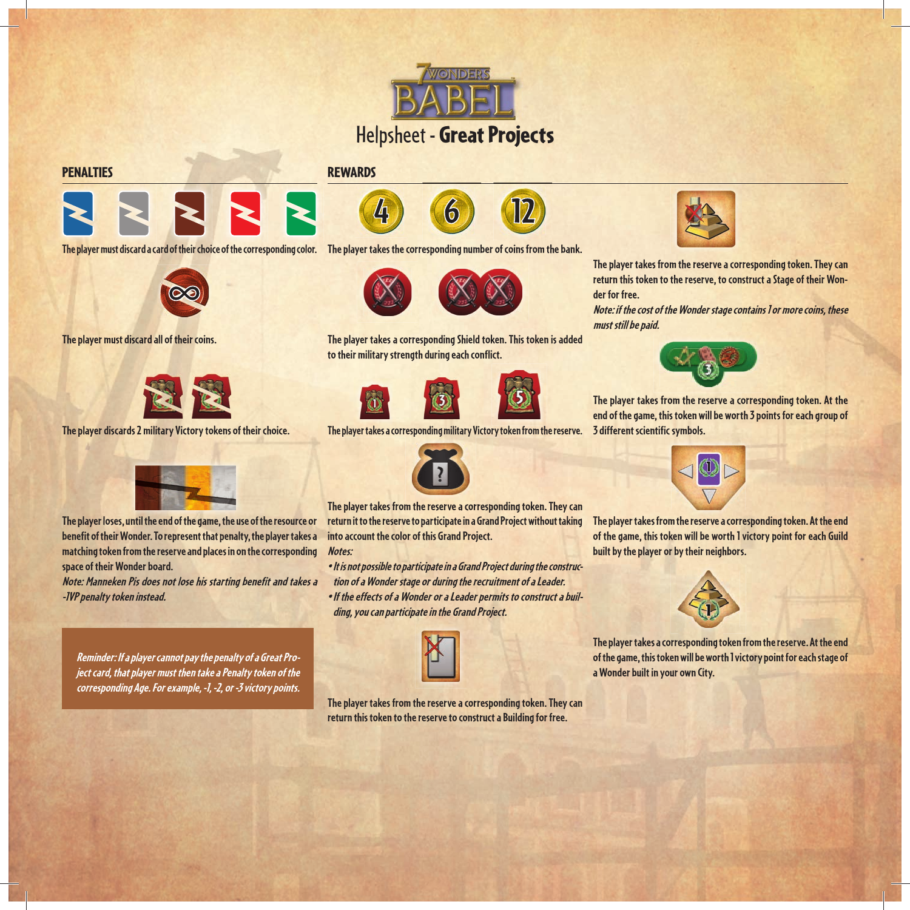# Helpsheet - **Great Projects**

## PENALTIES

The player must discard a card of their choice of the corresponding color.

The player must discard all of their coins.

The player discards 2 military Victory tokens of their choice.

The player loses, until the end of the game, the use of the resource or benefit of their Wonder. To represent that penalty, the player takes a matching token from the reserve and places in on the corresponding space of their Wonder board.

*Note: Manneken Pis does not lose his starting benefit and takes a -1VP penalty token instead.*

*Reminder: If a player cannot pay the penalty of a Great Project card, that player must then take a Penalty token of the corresponding Age. For example, -1, -2, or -3 victory points.*

## REWARDS

4 6 12

The player takes the corresponding number of coins from the bank.

The player takes a corresponding Shield token. This token is added to their military strength during each conflict.

1 3 5

The player takes a corresponding military Victory token from the reserve.

The player takes from the reserve a corresponding token. They can return it to the reserve to participate in a Grand Project without taking into account the color of this Grand Project.

*Notes:*

- *It is not possible to participate in a Grand Project during the construction of a Wonder stage or during the recruitment of a Leader.*
- *If the effects of a Wonder or a Leader permits to construct a building, you can participate in the Grand Project.*

The player takes from the reserve a corresponding token. They can return this token to the reserve to construct a Building for free.

The player takes from the reserve a corresponding token. They can return this token to the reserve, to construct a Stage of their Wonder for free.

*Note: if the cost of the Wonder stage contains 1 or more coins, these must still be paid.*

The player takes from the reserve a corresponding token. At the end of the game, this token will be worth 3 points for each group of 3 different scientific symbols.

The player takes from the reserve a corresponding token. At the end of the game, this token will be worth 1 victory point for each Guild built by the player or by their neighbors.

The player takes a corresponding token from the reserve. At the end of the game, this token will be worth 1 victory point for each stage of a Wonder built in your own City.